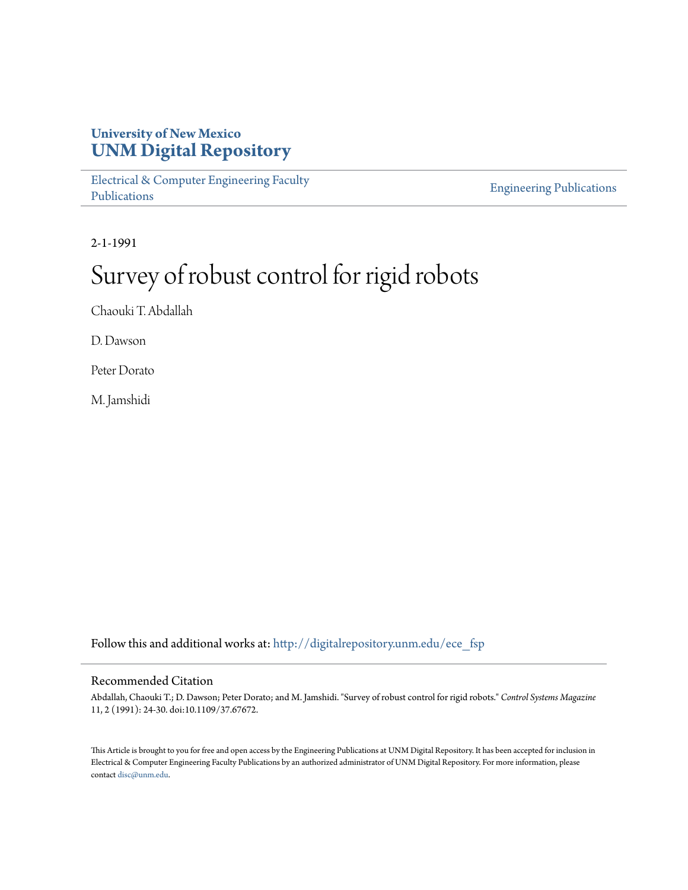**University of New Mexico**
# UNM Digital Repository

Electrical & Computer Engineering Faculty Publications | Engineering Publications

2-1-1991

# Survey of robust control for rigid robots

Chaouki T. Abdallah

D. Dawson

Peter Dorato

M. Jamshidi

Follow this and additional works at: http://digitalrepository.unm.edu/ece_fsp

## Recommended Citation

Abdallah, Chaouki T.; D. Dawson; Peter Dorato; and M. Jamshidi. "Survey of robust control for rigid robots." *Control Systems Magazine* 11, 2 (1991): 24-30. doi:10.1109/37.67672.

This Article is brought to you for free and open access by the Engineering Publications at UNM Digital Repository. It has been accepted for inclusion in Electrical & Computer Engineering Faculty Publications by an authorized administrator of UNM Digital Repository. For more information, please contact disc@unm.edu.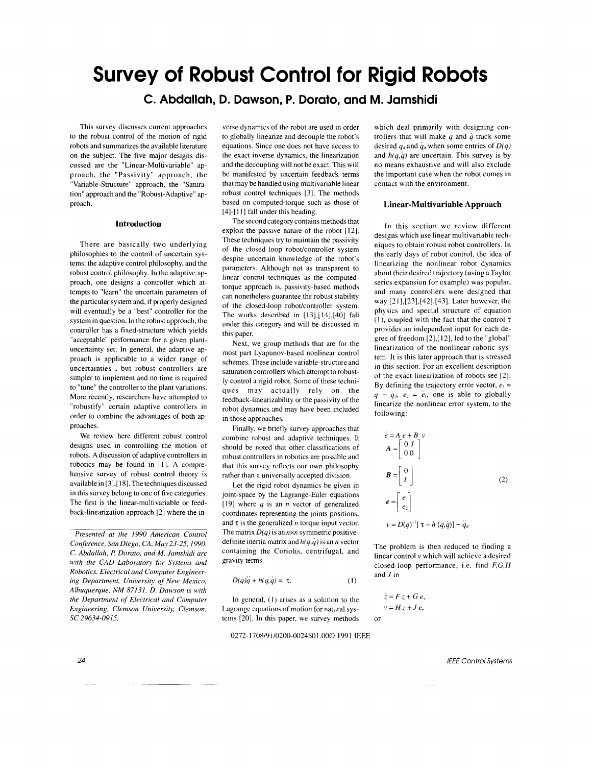# Survey of Robust Control for Rigid Robots

## C. Abdallah, D. Dawson, P. Dorato, and M. Jamshidi

This survey discusses current approaches to the robust control of the motion of rigid robots and summarizes the available literature on the subject. The five major designs discussed are the "Linear-Multivariable" approach, the "Passivity" approach, the "Variable-Structure" approach, the "Saturation" approach and the "Robust-Adaptive" approach.

### Introduction

There are basically two underlying philosophies to the control of uncertain systems: the adaptive control philosophy, and the robust control philosophy. In the adaptive approach, one designs a controller which attempts to "learn" the uncertain parameters of the particular system and, if properly designed will eventually be a "best" controller for the system in question. In the robust approach, the controller has a fixed-structure which yields "acceptable" performance for a given plant-uncertainty set. In general, the adaptive approach is applicable to a wider range of uncertainties , but robust controllers are simpler to implement and no time is required to "tune" the controller to the plant variations. More recently, researchers have attempted to "robustify" certain adaptive controllers in order to combine the advantages of both approaches.

We review here different robust control designs used in controlling the motion of robots. A discussion of adaptive controllers in robotics may be found in [1]. A comprehensive survey of robust control theory is available in [3],[18]. The techniques discussed in this survey belong to one of five categories. The first is the linear-multivariable or feedback-linearization approach [2] where the inverse dynamics of the robot are used in order to globally linearize and decouple the robot's equations. Since one does not have access to the exact inverse dynamics, the linearization and the decoupling will not be exact. This will be manifested by uncertain feedback terms that may be handled using multivariable linear robust control techniques [3]. The methods based on computed-torque such as those of [4]-[11] fall under this heading.

The second category contains methods that exploit the passive nature of the robot [12]. These techniques try to maintain the passivity of the closed-loop robot/controller system despite uncertain knowledge of the robot's parameters. Although not as transparent to linear control techniques as the computed-torque approach is, passivity-based methods can nonetheless guarantee the robust stability of the closed-loop robot/controller system. The works described in [13],[14],[40] fall under this category and will be discussed in this paper.

Next, we group methods that are for the most part Lyapunov-based nonlinear control schemes. These include variable-structure and saturation controllers which attempt to robustly control a rigid robot. Some of these techniques may actually rely on the feedback-linearizability or the passivity of the robot dynamics and may have been included in those approaches.

Finally, we briefly survey approaches that combine robust and adaptive techniques. It should be noted that other classifications of robust controllers in robotics are possible and that this survey reflects our own philosophy rather than a universally accepted division.

Let the rigid robot dynamics be given in joint-space by the Lagrange-Euler equations [19] where $q$ is an $n$ vector of generalized coordinates representing the joints positions, and $\tau$ is the generalized $n$ torque input vector. The matrix $D(q)$ is an $n \times n$ symmetric positive-definite inertia matrix and $h(q,\dot{q})$ is an $n$ vector containing the Coriolis, centrifugal, and gravity terms.

$$D(q)\ddot{q} + h(q,\dot{q}) = \tau. \tag{1}$$

In general, (1) arises as a solution to the Lagrange equations of motion for natural systems [20]. In this paper, we survey methods which deal primarily with designing controllers that will make $q$ and $\dot{q}$ track some desired $q_d$ and $\dot{q}_d$ when some entries of $D(q)$ and $h(q,\dot{q})$ are uncertain. This survey is by no means exhaustive and will also exclude the important case when the robot comes in contact with the environment.

### Linear-Multivariable Approach

In this section we review different designs which use linear multivariable techniques to obtain robust robot controllers. In the early days of robot control, the idea of linearizing the nonlinear robot dynamics about their desired trajectory (using a Taylor series expansion for example) was popular, and many controllers were designed that way [21],[23],[42],[43]. Later however, the physics and special structure of equation (1), coupled with the fact that the control $\tau$ provides an independent input for each degree of freedom [2],[12], led to the "global" linearization of the nonlinear robotic system. It is this later approach that is stressed in this section. For an excellent description of the exact linearization of robots see [2]. By defining the trajectory error vector, $e_1 = q - q_d$, $e_2 = \dot{e}_1$, one is able to globally linearize the nonlinear error system, to the following:

$$\dot{e} = A\,e + B\,v$$
$$A = \begin{bmatrix} 0 & I \\ 0 & 0 \end{bmatrix}$$
$$B = \begin{bmatrix} 0 \\ I \end{bmatrix} \tag{2}$$
$$e = \begin{bmatrix} e_1 \\ e_2 \end{bmatrix}$$
$$v = D(q)^{-1}[\,\tau - h\,(q,\dot{q})] - \ddot{q}_d$$

The problem is then reduced to finding a linear control $v$ which will achieve a desired closed-loop performance, i.e. find $F,G,H$ and $J$ in

$$\dot{z} = F\,z + G\,e,$$
$$v = H\,z + J\,e,$$

or

*Presented at the 1990 American Control Conference, San Diego, CA, May 23-25, 1990. C. Abdallah, P. Dorato, and M. Jamshidi are with the CAD Laboratory for Systems and Robotics, Electrical and Computer Engineering Department, University of New Mexico, Albuquerque, NM 87131. D. Dawson is with the Department of Electrical and Computer Engineering, Clemson University, Clemson, SC 29634-0915.*

0272-1708/91/0200-0024$01.00© 1991 IEEE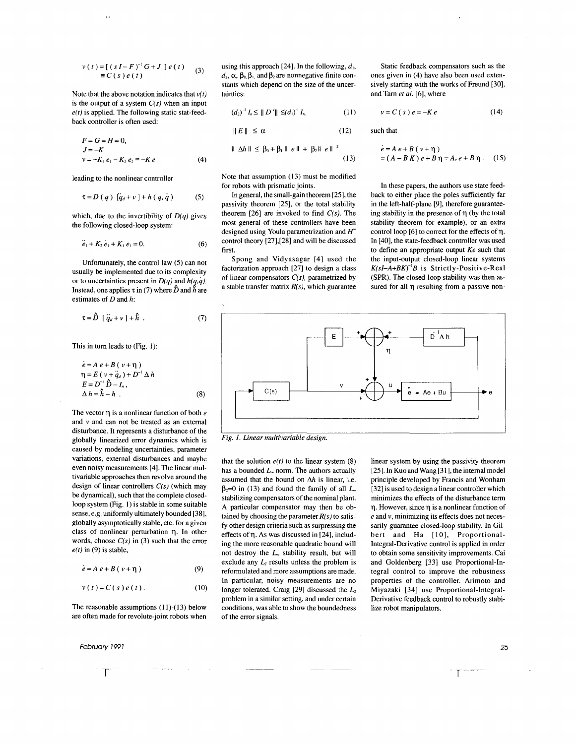$$v(t) = [(sI - F)^{-1} G + J] e(t) \equiv C(s) e(t) \tag{3}$$

Note that the above notation indicates that $v(t)$ is the output of a system $C(s)$ when an input $e(t)$ is applied. The following static stat-feedback controller is often used:

$$F = G = H = 0,$$
$$J = -K$$
$$v = -K_1 e_1 - K_2 e_2 \equiv -K e \tag{4}$$

leading to the nonlinear controller

$$\tau = D(q)[\ddot{q}_d + v] + h(q, \dot{q}) \tag{5}$$

which, due to the invertibility of $D(q)$ gives the following closed-loop system:

$$\ddot{e}_1 + K_2 \dot{e}_1 + K_1 e_1 = 0. \tag{6}$$

Unfortunately, the control law (5) can not usually be implemented due to its complexity or to uncertainties present in $D(q)$ and $h(q,\dot{q})$. Instead, one applies $\tau$ in (7) where $\hat{D}$ and $\hat{h}$ are estimates of $D$ and $h$:

$$\tau = \hat{D}[\ddot{q}_d + v] + \hat{h}. \tag{7}$$

This in turn leads to (Fig. 1):

$$\dot{e} = A e + B(v + \eta)$$
$$\eta = E(v + \ddot{q}_d) + D^{-1} \Delta h$$
$$E = D^{-1}\hat{D} - I_n,$$
$$\Delta h = \hat{h} - h. \tag{8}$$

The vector $\eta$ is a nonlinear function of both $e$ and $v$ and can not be treated as an external disturbance. It represents a disturbance of the globally linearized error dynamics which is caused by modeling uncertainties, parameter variations, external disturbances and maybe even noisy measurements [4]. The linear multivariable approaches then revolve around the design of linear controllers $C(s)$ (which may be dynamical), such that the complete closed-loop system (Fig. 1) is stable in some suitable sense, e.g. uniformly ultimately bounded [38], globally asymptotically stable, etc. for a given class of nonlinear perturbation $\eta$. In other words, choose $C(s)$ in (3) such that the error $e(t)$ in (9) is stable,

$$\dot{e} = A e + B(v + \eta) \tag{9}$$

$$v(t) = C(s) e(t). \tag{10}$$

The reasonable assumptions (11)-(13) below are often made for revolute-joint robots when using this approach [24]. In the following, $d_1$, $d_2$, $\alpha$, $\beta_0$, $\beta_1$, and $\beta_2$ are nonnegative finite constants which depend on the size of the uncertainties:

$$(d_2)^{-1} I_n \leq \| D^{-1} \| \leq (d_1)^{-1} I_n \tag{11}$$

$$\| E \| \leq \alpha \tag{12}$$

$$\| \Delta h \| \leq \beta_0 + \beta_1 \| e \| + \beta_2 \| e \|^2 \tag{13}$$

Note that assumption (13) must be modified for robots with prismatic joints.

In general, the small-gain theorem [25], the passivity theorem [25], or the total stability theorem [26] are invoked to find $C(s)$. The most general of these controllers have been designed using Youla parametrization and $H^\infty$ control theory [27],[28] and will be discussed first.

Spong and Vidyasagar [4] used the factorization approach [27] to design a class of linear compensators $C(s)$, parametrized by a stable transfer matrix $R(s)$, which guarantee that the solution $e(t)$ to the linear system (8) has a bounded $L_\infty$ norm. The authors actually assumed that the bound on $\Delta h$ is linear, i.e. $\beta_2 = 0$ in (13) and found the family of all $L_\infty$ stabilizing compensators of the nominal plant. A particular compensator may then be obtained by choosing the parameter $R(s)$ to satisfy other design criteria such as surpressing the effects of $\eta$. As was discussed in [24], including the more reasonable quadratic bound will not destroy the $L_\infty$ stability result, but will exclude any $L_2$ results unless the problem is reformulated and more assumptions are made. In particular, noisy measurements are no longer tolerated. Craig [29] discussed the $L_2$ problem in a similar setting, and under certain conditions, was able to show the boundedness of the error signals.

Static feedback compensators such as the ones given in (4) have also been used extensively starting with the works of Freund [30], and Tarn *et al.* [6], where

$$v = C(s) e = -K e \tag{14}$$

such that

$$\dot{e} = A e + B(v + \eta)$$
$$= (A - BK) e + B\eta = A_c e + B\eta. \tag{15}$$

In these papers, the authors use state feedback to either place the poles sufficiently far in the left-half-plane [9], therefore guaranteeing stability in the presence of $\eta$ (by the total stability theorem for example), or an extra control loop [6] to correct for the effects of $\eta$. In [40], the state-feedback controller was used to define an appropriate output $Ke$ such that the input-output closed-loop linear systems $K(sI - A + BK)^{-1}B$ is Strictly-Positive-Real (SPR). The closed-loop stability was then assured for all $\eta$ resulting from a passive nonlinear system by using the passivity theorem [25]. In Kuo and Wang [31], the internal model principle developed by Francis and Wonham [32] is used to design a linear controller which minimizes the effects of the disturbance term $\eta$. However, since $\eta$ is a nonlinear function of $e$ and $v$, minimizing its effects does not necessarily guarantee closed-loop stability. In Gilbert and Ha [10], Proportional-Integral-Derivative control is applied in order to obtain some sensitivity improvements. Cai and Goldenberg [33] use Proportional-Integral control to improve the robustness properties of the controller. Arimoto and Miyazaki [34] use Proportional-Integral-Derivative feedback control to robustly stabilize robot manipulators.

E

$D^{-1}\Delta h$

$\eta$

C(s)

v

u

$\dot{e}$ = Ae + Bu

e

*Fig. 1. Linear multivariable design.*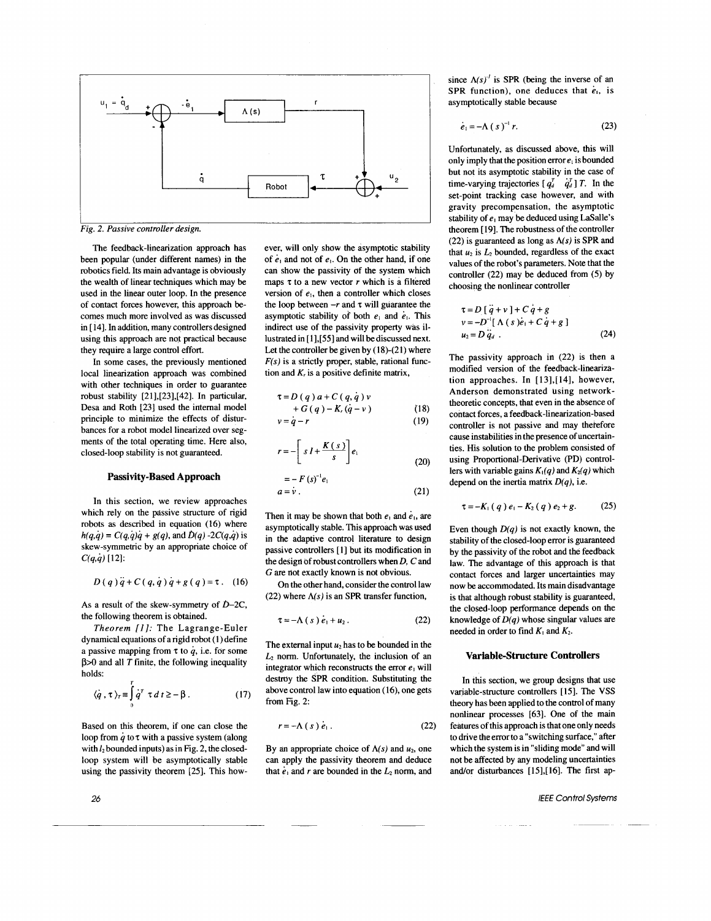$u_1 = \dot{q}_d$

$-\dot{e}_1$

$\Lambda(s)$

$r$

$\dot{q}$

Robot

$\tau$

$u_2$

*Fig. 2. Passive controller design.*

The feedback-linearization approach has been popular (under different names) in the robotics field. Its main advantage is obviously the wealth of linear techniques which may be used in the linear outer loop. In the presence of contact forces however, this approach becomes much more involved as was discussed in [14]. In addition, many controllers designed using this approach are not practical because they require a large control effort.

In some cases, the previously mentioned local linearization approach was combined with other techniques in order to guarantee robust stability [21],[23],[42]. In particular, Desa and Roth [23] used the internal model principle to minimize the effects of disturbances for a robot model linearized over segments of the total operating time. Here also, closed-loop stability is not guaranteed.

## Passivity-Based Approach

In this section, we review approaches which rely on the passive structure of rigid robots as described in equation (16) where $h(q,\dot{q}) = C(q,\dot{q})\dot{q} + g(q)$, and $\dot{D}(q) - 2C(q,\dot{q})$ is skew-symmetric by an appropriate choice of $C(q,\dot{q})$ [12]:

$$D(q)\ddot{q} + C(q,\dot{q})\dot{q} + g(q) = \tau. \quad (16)$$

As a result of the skew-symmetry of $\dot{D}-2C$, the following theorem is obtained.

*Theorem [1]:* The Lagrange-Euler dynamical equations of a rigid robot (1) define a passive mapping from $\tau$ to $\dot{q}$, i.e. for some $\beta>0$ and all $T$ finite, the following inequality holds:

$$\langle \dot{q}, \tau \rangle_T \equiv \int_0^T \dot{q}^T \tau \, dt \geq -\beta. \quad (17)$$

Based on this theorem, if one can close the loop from $\dot{q}$ to $\tau$ with a passive system (along with $l_2$ bounded inputs) as in Fig. 2, the closed-loop system will be asymptotically stable using the passivity theorem [25]. This however, will only show the asymptotic stability of $\dot{e}_1$ and not of $e_1$. On the other hand, if one can show the passivity of the system which maps $\tau$ to a new vector $r$ which is a filtered version of $e_1$, then a controller which closes the loop between $-r$ and $\tau$ will guarantee the asymptotic stability of both $e_1$ and $\dot{e}_1$. This indirect use of the passivity property was illustrated in [1],[55] and will be discussed next. Let the controller be given by (18)-(21) where $F(s)$ is a strictly proper, stable, rational function and $K_r$ is a positive definite matrix,

$$\tau = D(q)a + C(q,\dot{q})v + G(q) - K_r(\dot{q} - v) \quad (18)$$

$$v = \dot{q} - r \quad (19)$$

$$r = -\left[ sI + \frac{K(s)}{s} \right] e_1 = -F(s)^{-1} e_1 \quad (20)$$

$$a = \dot{v}. \quad (21)$$

Then it may be shown that both $e_1$ and $\dot{e}_1$, are asymptotically stable. This approach was used in the adaptive control literature to design passive controllers [1] but its modification in the design of robust controllers when $D$, $C$ and $G$ are not exactly known is not obvious.

On the other hand, consider the control law (22) where $\Lambda(s)$ is an SPR transfer function,

$$\tau = -\Lambda(s)\dot{e}_1 + u_2. \quad (22)$$

The external input $u_2$ has to be bounded in the $L_2$ norm. Unfortunately, the inclusion of an integrator which reconstructs the error $e_1$ will destroy the SPR condition. Substituting the above control law into equation (16), one gets from Fig. 2:

$$r = -\Lambda(s)\dot{e}_1. \quad (22)$$

By an appropriate choice of $\Lambda(s)$ and $u_2$, one can apply the passivity theorem and deduce that $\dot{e}_1$ and $r$ are bounded in the $L_2$ norm, and since $\Lambda(s)^{-1}$ is SPR (being the inverse of an SPR function), one deduces that $\dot{e}_1$, is asymptotically stable because

$$\dot{e}_1 = -\Lambda(s)^{-1} r. \quad (23)$$

Unfortunately, as discussed above, this will only imply that the position error $e_1$ is bounded but not its asymptotic stability in the case of time-varying trajectories $[q_d^T \; \dot{q}_d^T]\, T$. In the set-point tracking case however, and with gravity precompensation, the asymptotic stability of $e_1$ may be deduced using LaSalle's theorem [19]. The robustness of the controller (22) is guaranteed as long as $\Lambda(s)$ is SPR and that $u_2$ is $L_2$ bounded, regardless of the exact values of the robot's parameters. Note that the controller (22) may be deduced from (5) by choosing the nonlinear controller

$$\tau = D[\ddot{q} + v] + C\dot{q} + g$$
$$v = -D^{-1}[\Lambda(s)\dot{e}_1 + C\dot{q} + g]$$
$$u_2 = D\ddot{q}_d. \quad (24)$$

The passivity approach in (22) is then a modified version of the feedback-linearization approaches. In [13],[14], however, Anderson demonstrated using network-theoretic concepts, that even in the absence of contact forces, a feedback-linearization-based controller is not passive and may therefore cause instabilities in the presence of uncertainties. His solution to the problem consisted of using Proportional-Derivative (PD) controllers with variable gains $K_1(q)$ and $K_2(q)$ which depend on the inertia matrix $D(q)$, i.e.

$$\tau = -K_1(q)e_1 - K_2(q)e_2 + g. \quad (25)$$

Even though $D(q)$ is not exactly known, the stability of the closed-loop error is guaranteed by the passivity of the robot and the feedback law. The advantage of this approach is that contact forces and larger uncertainties may now be accommodated. Its main disadvantage is that although robust stability is guaranteed, the closed-loop performance depends on the knowledge of $D(q)$ whose singular values are needed in order to find $K_1$ and $K_2$.

## Variable-Structure Controllers

In this section, we group designs that use variable-structure controllers [15]. The VSS theory has been applied to the control of many nonlinear processes [63]. One of the main features of this approach is that one only needs to drive the error to a "switching surface," after which the system is in "sliding mode" and will not be affected by any modeling uncertainties and/or disturbances [15],[16]. The first ap-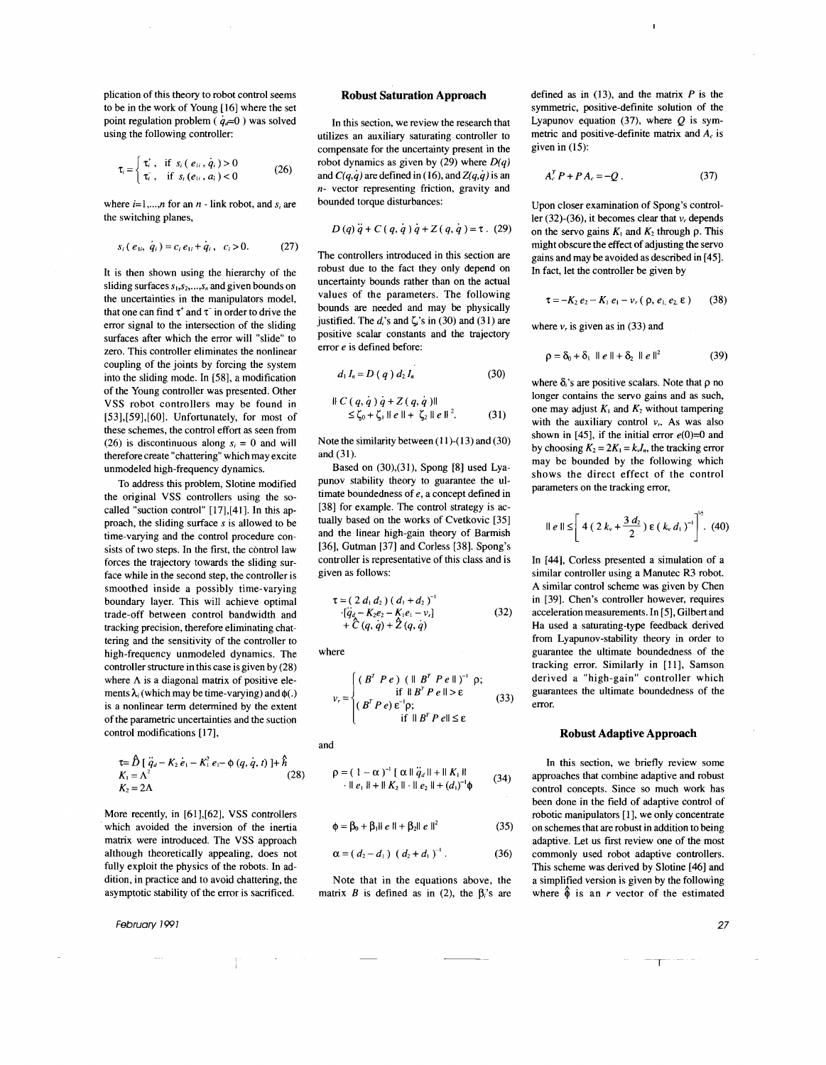plication of this theory to robot control seems to be in the work of Young [16] where the set point regulation problem ( $\dot{q}_d$=0 ) was solved using the following controller:

$$\tau_i = \begin{cases} \tau_i^+, & \text{if } s_i(e_{1i}, \dot{q}_i) > 0 \\ \tau_i^-, & \text{if } s_i(e_{1i}, a_i) < 0 \end{cases} \tag{26}$$

where $i$=1,...,$n$ for an $n$ - link robot, and $s_i$ are the switching planes,

$$s_i(e_{1i}, \dot{q}_i) = c_i e_{1i} + \dot{q}_i, \quad c_i > 0. \tag{27}$$

It is then shown using the hierarchy of the sliding surfaces $s_1, s_2, ..., s_n$ and given bounds on the uncertainties in the manipulators model, that one can find $\tau^+$ and $\tau^-$ in order to drive the error signal to the intersection of the sliding surfaces after which the error will "slide" to zero. This controller eliminates the nonlinear coupling of the joints by forcing the system into the sliding mode. In [58], a modification of the Young controller was presented. Other VSS robot controllers may be found in [53],[59],[60]. Unfortunately, for most of these schemes, the control effort as seen from (26) is discontinuous along $s_i$ = 0 and will therefore create "chattering" which may excite unmodeled high-frequency dynamics.

To address this problem, Slotine modified the original VSS controllers using the so-called "suction control" [17],[41]. In this approach, the sliding surface $s$ is allowed to be time-varying and the control procedure consists of two steps. In the first, the control law forces the trajectory towards the sliding surface while in the second step, the controller is smoothed inside a possibly time-varying boundary layer. This will achieve optimal trade-off between control bandwidth and tracking precision, therefore eliminating chattering and the sensitivity of the controller to high-frequency unmodeled dynamics. The controller structure in this case is given by (28) where $\Lambda$ is a diagonal matrix of positive elements $\lambda_i$ (which may be time-varying) and $\phi(.)$ is a nonlinear term determined by the extent of the parametric uncertainties and the suction control modifications [17],

$$\begin{aligned} \tau &= \hat{D}\,[\,\ddot{q}_d - K_2\dot{e}_1 - K_1^2 e_1 - \phi(q, \dot{q}, t)\,] + \hat{h} \\ K_1 &= \Lambda^2 \\ K_2 &= 2\Lambda \end{aligned} \tag{28}$$

More recently, in [61],[62], VSS controllers which avoided the inversion of the inertia matrix were introduced. The VSS approach although theoretically appealing, does not fully exploit the physics of the robots. In addition, in practice and to avoid chattering, the asymptotic stability of the error is sacrificed.

## Robust Saturation Approach

In this section, we review the research that utilizes an auxiliary saturating controller to compensate for the uncertainty present in the robot dynamics as given by (29) where $D(q)$ and $C(q,\dot{q})$ are defined in (16), and $Z(q,\dot{q})$ is an $n$- vector representing friction, gravity and bounded torque disturbances:

$$D(q)\ddot{q} + C(q, \dot{q})\dot{q} + Z(q, \dot{q}) = \tau. \tag{29}$$

The controllers introduced in this section are robust due to the fact they only depend on uncertainty bounds rather than on the actual values of the parameters. The following bounds are needed and may be physically justified. The $d_i$'s and $\zeta_i$'s in (30) and (31) are positive scalar constants and the trajectory error $e$ is defined before:

$$d_1 I_n = D(q)\, d_2 I_n \tag{30}$$

$$\| C(q, \dot{q})\dot{q} + Z(q, \dot{q}) \| \leq \zeta_0 + \zeta_1 \| e \| + \zeta_2 \| e \|^2. \tag{31}$$

Note the similarity between (11)-(13) and (30) and (31).

Based on (30),(31), Spong [8] used Lyapunov stability theory to guarantee the ultimate boundedness of $e$, a concept defined in [38] for example. The control strategy is actually based on the works of Cvetkovic [35] and the linear high-gain theory of Barmish [36], Gutman [37] and Corless [38]. Spong's controller is representative of this class and is given as follows:

$$\begin{aligned} \tau = &(2 d_1 d_2)(d_1 + d_2)^{-1} \\ &\cdot [\ddot{q}_d - K_2 e_2 - K_1 e_1 - v_r] \\ &+ \hat{C}(q, \dot{q}) + \hat{Z}(q, \dot{q}) \end{aligned} \tag{32}$$

where

$$v_r = \begin{cases} (B^T P e)(\| B^T P e \|)^{-1} \rho; & \text{if } \| B^T P e \| > \varepsilon \\ (B^T P e)\varepsilon^{-1}\rho; & \text{if } \| B^T P e \| \leq \varepsilon \end{cases} \tag{33}$$

and

$$\begin{aligned} \rho = (1 - \alpha)^{-1} [\, &\alpha \| \ddot{q}_d \| + \| K_1 \| \\ &\cdot \| e_1 \| + \| K_2 \| \cdot \| e_2 \| + (d_1)^{-1} \phi \end{aligned} \tag{34}$$

$$\phi = \beta_0 + \beta_1 \| e \| + \beta_2 \| e \|^2 \tag{35}$$

$$\alpha = (d_2 - d_1)(d_2 + d_1)^{-1}. \tag{36}$$

Note that in the equations above, the matrix $B$ is defined as in (2), the $\beta_i$'s are defined as in (13), and the matrix $P$ is the symmetric, positive-definite solution of the Lyapunov equation (37), where $Q$ is symmetric and positive-definite matrix and $A_c$ is given in (15):

$$A_c^T P + P A_c = -Q. \tag{37}$$

Upon closer examination of Spong's controller (32)-(36), it becomes clear that $v_r$ depends on the servo gains $K_1$ and $K_2$ through $\rho$. This might obscure the effect of adjusting the servo gains and may be avoided as described in [45]. In fact, let the controller be given by

$$\tau = -K_2 e_2 - K_1 e_1 - v_r(\rho, e_1, e_2, \varepsilon) \tag{38}$$

where $v_r$ is given as in (33) and

$$\rho = \delta_0 + \delta_1 \| e \| + \delta_2 \| e \|^2 \tag{39}$$

where $\delta_i$'s are positive scalars. Note that $\rho$ no longer contains the servo gains and as such, one may adjust $K_1$ and $K_2$ without tampering with the auxiliary control $v_r$. As was also shown in [45], if the initial error $e(0)$=0 and by choosing $K_2 = 2K_1 = k_v I_n$, the tracking error may be bounded by the following which shows the direct effect of the control parameters on the tracking error,

$$\| e \| \leq \left[ 4\left(2k_v + \frac{3d_2}{2}\right)\varepsilon\,(k_v d_1)^{-1} \right]^{1/2}. \tag{40}$$

In [44], Corless presented a simulation of a similar controller using a Manutec R3 robot. A similar control scheme was given by Chen in [39]. Chen's controller however, requires acceleration measurements. In [5], Gilbert and Ha used a saturating-type feedback derived from Lyapunov-stability theory in order to guarantee the ultimate boundedness of the tracking error. Similarly in [11], Samson derived a "high-gain" controller which guarantees the ultimate boundedness of the error.

## Robust Adaptive Approach

In this section, we briefly review some approaches that combine adaptive and robust control concepts. Since so much work has been done in the field of adaptive control of robotic manipulators [1], we only concentrate on schemes that are robust in addition to being adaptive. Let us first review one of the most commonly used robot adaptive controllers. This scheme was derived by Slotine [46] and a simplified version is given by the following where $\hat{\Phi}$ is an $r$ vector of the estimated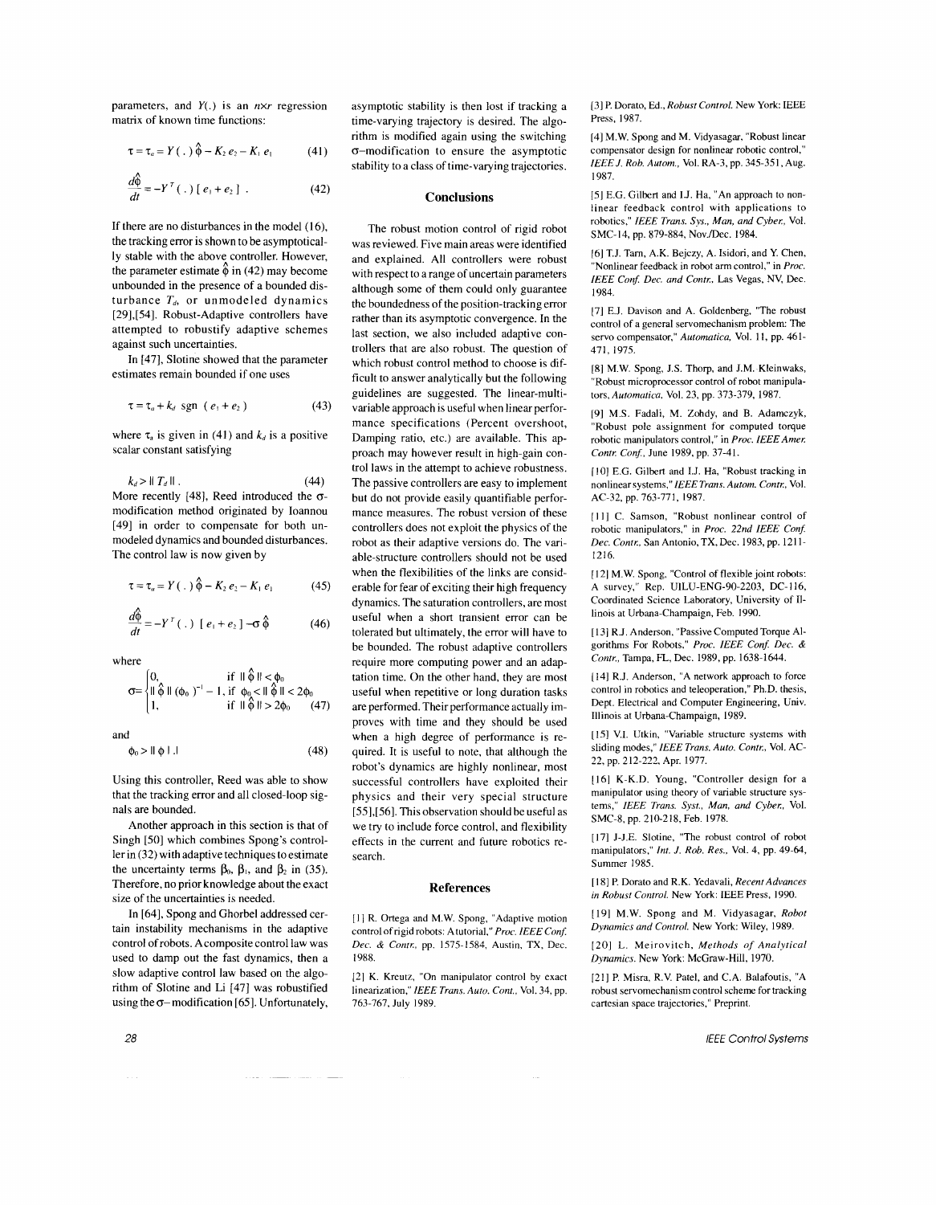parameters, and $Y(.)$ is an $n{\times}r$ regression matrix of known time functions:

$$\tau = \tau_a = Y(\,.\,)\,\hat{\phi} - K_2\,e_2 - K_1\,e_1 \qquad (41)$$

$$\frac{d\hat{\phi}}{dt} = -Y^T(\,.\,)\,[\,e_1 + e_2\,]\ . \qquad (42)$$

If there are no disturbances in the model (16), the tracking error is shown to be asymptotically stable with the above controller. However, the parameter estimate $\hat{\phi}$ in (42) may become unbounded in the presence of a bounded disturbance $T_d$, or unmodeled dynamics [29],[54]. Robust-Adaptive controllers have attempted to robustify adaptive schemes against such uncertainties.

In [47], Slotine showed that the parameter estimates remain bounded if one uses

$$\tau = \tau_a + k_d\ \mathrm{sgn}\ (\,e_1 + e_2\,) \qquad (43)$$

where $\tau_a$ is given in (41) and $k_d$ is a positive scalar constant satisfying

$$k_d > \|\,T_d\,\|\ . \qquad (44)$$

More recently [48], Reed introduced the $\sigma$-modification method originated by Ioannou [49] in order to compensate for both unmodeled dynamics and bounded disturbances. The control law is now given by

$$\tau = \tau_a = Y(\,.\,)\,\hat{\phi} - K_2\,e_2 - K_1\,e_1 \qquad (45)$$

$$\frac{d\hat{\phi}}{dt} = -Y^T(\,.\,)\ [\,e_1 + e_2\,] - \sigma\,\hat{\phi} \qquad (46)$$

where

$$\sigma = \begin{cases} 0, & \text{if } \|\,\hat{\phi}\,\| < \phi_0 \\ \|\,\hat{\phi}\,\|\,(\phi_0\,)^{-1} - 1, & \text{if } \phi_0 < \|\,\hat{\phi}\,\| < 2\phi_0 \\ 1, & \text{if } \|\,\hat{\phi}\,\| > 2\phi_0 \end{cases} \qquad (47)$$

and

$$\phi_0 > \|\,\phi\,\|\,.\qquad (48)$$

Using this controller, Reed was able to show that the tracking error and all closed-loop signals are bounded.

Another approach in this section is that of Singh [50] which combines Spong's controller in (32) with adaptive techniques to estimate the uncertainty terms $\beta_0$, $\beta_1$, and $\beta_2$ in (35). Therefore, no prior knowledge about the exact size of the uncertainties is needed.

In [64], Spong and Ghorbel addressed certain instability mechanisms in the adaptive control of robots. A composite control law was used to damp out the fast dynamics, then a slow adaptive control law based on the algorithm of Slotine and Li [47] was robustified using the $\sigma$-modification [65]. Unfortunately, asymptotic stability is then lost if tracking a time-varying trajectory is desired. The algorithm is modified again using the switching $\sigma$-modification to ensure the asymptotic stability to a class of time-varying trajectories.

## Conclusions

The robust motion control of rigid robot was reviewed. Five main areas were identified and explained. All controllers were robust with respect to a range of uncertain parameters although some of them could only guarantee the boundedness of the position-tracking error rather than its asymptotic convergence. In the last section, we also included adaptive controllers that are also robust. The question of which robust control method to choose is difficult to answer analytically but the following guidelines are suggested. The linear-multivariable approach is useful when linear performance specifications (Percent overshoot, Damping ratio, etc.) are available. This approach may however result in high-gain control laws in the attempt to achieve robustness. The passive controllers are easy to implement but do not provide easily quantifiable performance measures. The robust version of these controllers does not exploit the physics of the robot as their adaptive versions do. The variable-structure controllers should not be used when the flexibilities of the links are considerable for fear of exciting their high frequency dynamics. The saturation controllers, are most useful when a short transient error can be tolerated but ultimately, the error will have to be bounded. The robust adaptive controllers require more computing power and an adaptation time. On the other hand, they are most useful when repetitive or long duration tasks are performed. Their performance actually improves with time and they should be used when a high degree of performance is required. It is useful to note, that although the robot's dynamics are highly nonlinear, most successful controllers have exploited their physics and their very special structure [55],[56]. This observation should be useful as we try to include force control, and flexibility effects in the current and future robotics research.

## References

[1] R. Ortega and M.W. Spong, "Adaptive motion control of rigid robots: A tutorial," *Proc. IEEE Conf. Dec. & Contr.*, pp. 1575-1584, Austin, TX, Dec. 1988.

[2] K. Kreutz, "On manipulator control by exact linearization," *IEEE Trans. Auto. Cont.*, Vol. 34, pp. 763-767, July 1989.

[3] P. Dorato, Ed., *Robust Control.* New York: IEEE Press, 1987.

[4] M.W. Spong and M. Vidyasagar, "Robust linear compensator design for nonlinear robotic control," *IEEE J. Rob. Autom.*, Vol. RA-3, pp. 345-351, Aug. 1987.

[5] E.G. Gilbert and I.J. Ha, "An approach to nonlinear feedback control with applications to robotics," *IEEE Trans. Sys., Man, and Cyber.*, Vol. SMC-14, pp. 879-884, Nov./Dec. 1984.

[6] T.J. Tarn, A.K. Bejczy, A. Isidori, and Y. Chen, "Nonlinear feedback in robot arm control," in *Proc. IEEE Conf. Dec. and Contr.*, Las Vegas, NV, Dec. 1984.

[7] E.J. Davison and A. Goldenberg, "The robust control of a general servomechanism problem: The servo compensator," *Automatica*, Vol. 11, pp. 461-471, 1975.

[8] M.W. Spong, J.S. Thorp, and J.M. Kleinwaks, "Robust microprocessor control of robot manipulators, *Automatica*, Vol. 23, pp. 373-379, 1987.

[9] M.S. Fadali, M. Zohdy, and B. Adamczyk, "Robust pole assignment for computed torque robotic manipulators control," in *Proc. IEEE Amer. Contr. Conf.*, June 1989, pp. 37-41.

[10] E.G. Gilbert and I.J. Ha, "Robust tracking in nonlinear systems," *IEEE Trans. Autom. Contr.*, Vol. AC-32, pp. 763-771, 1987.

[11] C. Samson, "Robust nonlinear control of robotic manipulators," in *Proc. 22nd IEEE Conf. Dec. Contr.*, San Antonio, TX, Dec. 1983, pp. 1211-1216.

[12] M.W. Spong, "Control of flexible joint robots: A survey," Rep. UILU-ENG-90-2203, DC-116, Coordinated Science Laboratory, University of Illinois at Urbana-Champaign, Feb. 1990.

[13] R.J. Anderson, "Passive Computed Torque Algorithms For Robots," *Proc. IEEE Conf. Dec. & Contr.*, Tampa, FL, Dec. 1989, pp. 1638-1644.

[14] R.J. Anderson, "A network approach to force control in robotics and teleoperation," Ph.D. thesis, Dept. Electrical and Computer Engineering, Univ. Illinois at Urbana-Champaign, 1989.

[15] V.I. Utkin, "Variable structure systems with sliding modes," *IEEE Trans. Auto. Contr.*, Vol. AC-22, pp. 212-222, Apr. 1977.

[16] K-K.D. Young, "Controller design for a manipulator using theory of variable structure systems," *IEEE Trans. Syst., Man, and Cyber.*, Vol. SMC-8, pp. 210-218, Feb. 1978.

[17] J-J.E. Slotine, "The robust control of robot manipulators," *Int. J. Rob. Res.*, Vol. 4, pp. 49-64, Summer 1985.

[18] P. Dorato and R.K. Yedavali, *Recent Advances in Robust Control.* New York: IEEE Press, 1990.

[19] M.W. Spong and M. Vidyasagar, *Robot Dynamics and Control.* New York: Wiley, 1989.

[20] L. Meirovitch, *Methods of Analytical Dynamics.* New York: McGraw-Hill, 1970.

[21] P. Misra, R.V. Patel, and C.A. Balafoutis, "A robust servomechanism control scheme for tracking cartesian space trajectories," Preprint.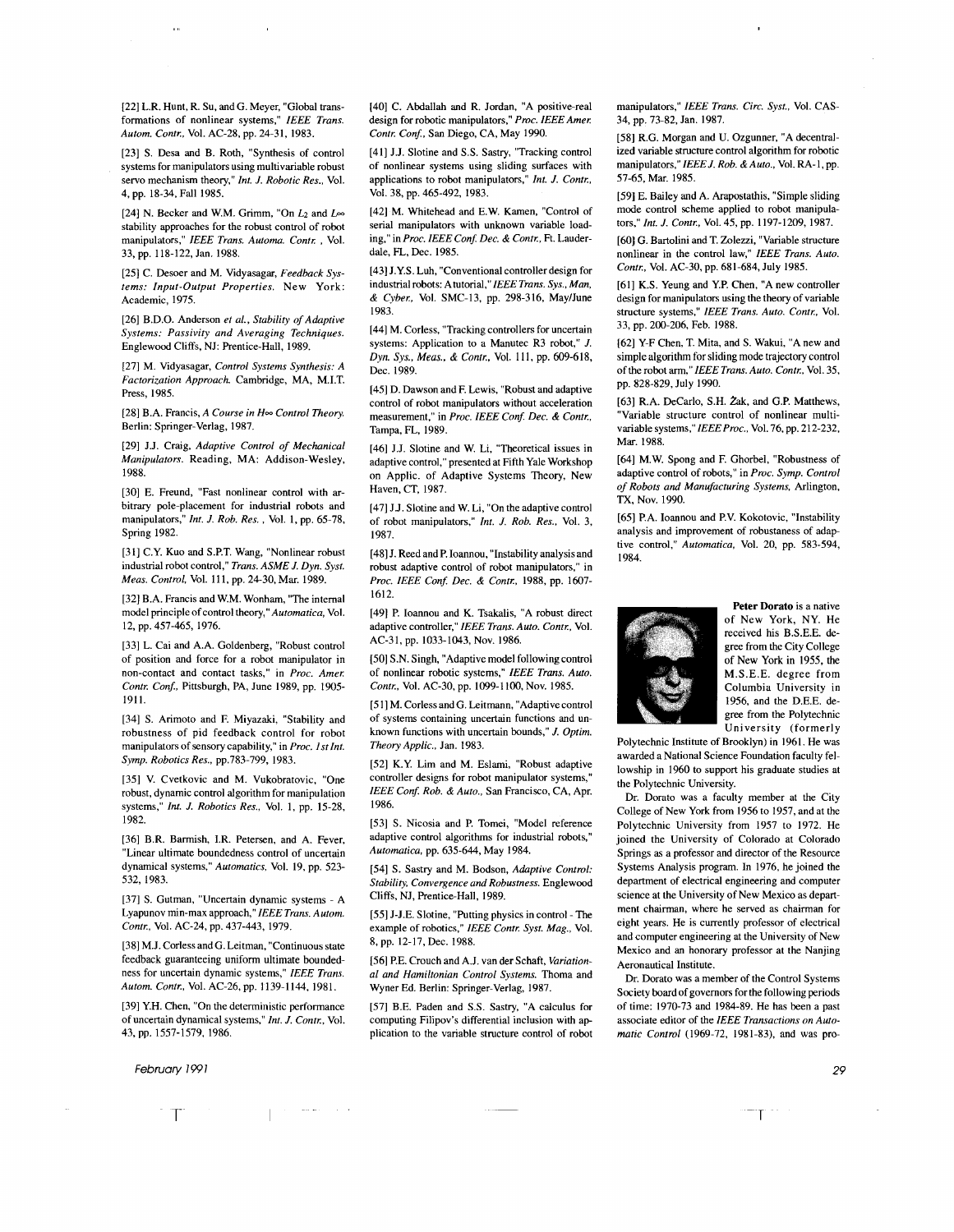[22] L.R. Hunt, R. Su, and G. Meyer, "Global transformations of nonlinear systems," *IEEE Trans. Autom. Contr.*, Vol. AC-28, pp. 24-31, 1983.

[23] S. Desa and B. Roth, "Synthesis of control systems for manipulators using multivariable robust servo mechanism theory," *Int. J. Robotic Res.*, Vol. 4, pp. 18-34, Fall 1985.

[24] N. Becker and W.M. Grimm, "On $L_2$ and $L_\infty$ stability approaches for the robust control of robot manipulators," *IEEE Trans. Automa. Contr.*, Vol. 33, pp. 118-122, Jan. 1988.

[25] C. Desoer and M. Vidyasagar, *Feedback Systems: Input-Output Properties*. New York: Academic, 1975.

[26] B.D.O. Anderson *et al.*, *Stability of Adaptive Systems: Passivity and Averaging Techniques*. Englewood Cliffs, NJ: Prentice-Hall, 1989.

[27] M. Vidyasagar, *Control Systems Synthesis: A Factorization Approach*. Cambridge, MA, M.I.T. Press, 1985.

[28] B.A. Francis, *A Course in H∞ Control Theory*. Berlin: Springer-Verlag, 1987.

[29] J.J. Craig, *Adaptive Control of Mechanical Manipulators*. Reading, MA: Addison-Wesley, 1988.

[30] E. Freund, "Fast nonlinear control with arbitrary pole-placement for industrial robots and manipulators," *Int. J. Rob. Res.*, Vol. 1, pp. 65-78, Spring 1982.

[31] C.Y. Kuo and S.P.T. Wang, "Nonlinear robust industrial robot control," *Trans. ASME J. Dyn. Syst. Meas. Control*, Vol. 111, pp. 24-30, Mar. 1989.

[32] B.A. Francis and W.M. Wonham, "The internal model principle of control theory," *Automatica*, Vol. 12, pp. 457-465, 1976.

[33] L. Cai and A.A. Goldenberg, "Robust control of position and force for a robot manipulator in non-contact and contact tasks," in *Proc. Amer. Contr. Conf.*, Pittsburgh, PA, June 1989, pp. 1905-1911.

[34] S. Arimoto and F. Miyazaki, "Stability and robustness of pid feedback control for robot manipulators of sensory capability," in *Proc. 1st Int. Symp. Robotics Res.*, pp.783-799, 1983.

[35] V. Cvetkovic and M. Vukobratovic, "One robust, dynamic control algorithm for manipulation systems," *Int. J. Robotics Res.*, Vol. 1, pp. 15-28, 1982.

[36] B.R. Barmish, I.R. Petersen, and A. Fever, "Linear ultimate boundedness control of uncertain dynamical systems," *Automatics*, Vol. 19, pp. 523-532, 1983.

[37] S. Gutman, "Uncertain dynamic systems - A Lyapunov min-max approach," *IEEE Trans. Autom. Contr.*, Vol. AC-24, pp. 437-443, 1979.

[38] M.J. Corless and G. Leitman, "Continuous state feedback guaranteeing uniform ultimate boundedness for uncertain dynamic systems," *IEEE Trans. Autom. Contr.*, Vol. AC-26, pp. 1139-1144, 1981.

[39] Y.H. Chen, "On the deterministic performance of uncertain dynamical systems," *Int. J. Contr.*, Vol. 43, pp. 1557-1579, 1986.

[40] C. Abdallah and R. Jordan, "A positive-real design for robotic manipulators," *Proc. IEEE Amer. Contr. Conf.*, San Diego, CA, May 1990.

[41] J.J. Slotine and S.S. Sastry, "Tracking control of nonlinear systems using sliding surfaces with applications to robot manipulators," *Int. J. Contr.*, Vol. 38, pp. 465-492, 1983.

[42] M. Whitehead and E.W. Kamen, "Control of serial manipulators with unknown variable loading," in *Proc. IEEE Conf. Dec. & Contr.*, Ft. Lauderdale, FL, Dec. 1985.

[43] J.Y.S. Luh, "Conventional controller design for industrial robots: A tutorial," *IEEE Trans. Sys., Man, & Cyber.*, Vol. SMC-13, pp. 298-316, May/June 1983.

[44] M. Corless, "Tracking controllers for uncertain systems: Application to a Manutec R3 robot," *J. Dyn. Sys., Meas., & Contr.*, Vol. 111, pp. 609-618, Dec. 1989.

[45] D. Dawson and F. Lewis, "Robust and adaptive control of robot manipulators without acceleration measurement," in *Proc. IEEE Conf. Dec. & Contr.*, Tampa, FL, 1989.

[46] J.J. Slotine and W. Li, "Theoretical issues in adaptive control," presented at Fifth Yale Workshop on Applic. of Adaptive Systems Theory, New Haven, CT, 1987.

[47] J.J. Slotine and W. Li, "On the adaptive control of robot manipulators," *Int. J. Rob. Res.*, Vol. 3, 1987.

[48] J. Reed and P. Ioannou, "Instability analysis and robust adaptive control of robot manipulators," in *Proc. IEEE Conf. Dec. & Contr.*, 1988, pp. 1607-1612.

[49] P. Ioannou and K. Tsakalis, "A robust direct adaptive controller," *IEEE Trans. Auto. Contr.*, Vol. AC-31, pp. 1033-1043, Nov. 1986.

[50] S.N. Singh, "Adaptive model following control of nonlinear robotic systems," *IEEE Trans. Auto. Contr.*, Vol. AC-30, pp. 1099-1100, Nov. 1985.

[51] M. Corless and G. Leitmann, "Adaptive control of systems containing uncertain functions and unknown functions with uncertain bounds," *J. Optim. Theory Applic.*, Jan. 1983.

[52] K.Y. Lim and M. Eslami, "Robust adaptive controller designs for robot manipulator systems," *IEEE Conf. Rob. & Auto.*, San Francisco, CA, Apr. 1986.

[53] S. Nicosia and P. Tomei, "Model reference adaptive control algorithms for industrial robots," *Automatica*, pp. 635-644, May 1984.

[54] S. Sastry and M. Bodson, *Adaptive Control: Stability, Convergence and Robustness*. Englewood Cliffs, NJ, Prentice-Hall, 1989.

[55] J-J.E. Slotine, "Putting physics in control - The example of robotics," *IEEE Contr. Syst. Mag.*, Vol. 8, pp. 12-17, Dec. 1988.

[56] P.E. Crouch and A.J. van der Schaft, *Variational and Hamiltonian Control Systems*. Thoma and Wyner Ed. Berlin: Springer-Verlag, 1987.

[57] B.E. Paden and S.S. Sastry, "A calculus for computing Filipov's differential inclusion with application to the variable structure control of robot manipulators," *IEEE Trans. Circ. Syst.*, Vol. CAS-34, pp. 73-82, Jan. 1987.

[58] R.G. Morgan and U. Ozgunner, "A decentralized variable structure control algorithm for robotic manipulators," *IEEE J. Rob. & Auto.*, Vol. RA-1, pp. 57-65, Mar. 1985.

[59] E. Bailey and A. Arapostathis, "Simple sliding mode control scheme applied to robot manipulators," *Int. J. Contr.*, Vol. 45, pp. 1197-1209, 1987.

[60] G. Bartolini and T. Zolezzi, "Variable structure nonlinear in the control law," *IEEE Trans. Auto. Contr.*, Vol. AC-30, pp. 681-684, July 1985.

[61] K.S. Yeung and Y.P. Chen, "A new controller design for manipulators using the theory of variable structure systems," *IEEE Trans. Auto. Contr.*, Vol. 33, pp. 200-206, Feb. 1988.

[62] Y-F Chen, T. Mita, and S. Wakui, "A new and simple algorithm for sliding mode trajectory control of the robot arm," *IEEE Trans. Auto. Contr.*, Vol. 35, pp. 828-829, July 1990.

[63] R.A. DeCarlo, S.H. Żak, and G.P. Matthews, "Variable structure control of nonlinear multivariable systems," *IEEE Proc.*, Vol. 76, pp. 212-232, Mar. 1988.

[64] M.W. Spong and F. Ghorbel, "Robustness of adaptive control of robots," in *Proc. Symp. Control of Robots and Manufacturing Systems*, Arlington, TX, Nov. 1990.

[65] P.A. Ioannou and P.V. Kokotovic, "Instability analysis and improvement of robustness of adaptive control," *Automatica*, Vol. 20, pp. 583-594, 1984.

**Peter Dorato** is a native of New York, NY. He received his B.S.E.E. degree from the City College of New York in 1955, the M.S.E.E. degree from Columbia University in 1956, and the D.E.E. degree from the Polytechnic University (formerly Polytechnic Institute of Brooklyn) in 1961. He was awarded a National Science Foundation faculty fellowship in 1960 to support his graduate studies at the Polytechnic University.

Dr. Dorato was a faculty member at the City College of New York from 1956 to 1957, and at the Polytechnic University from 1957 to 1972. He joined the University of Colorado at Colorado Springs as a professor and director of the Resource Systems Analysis program. In 1976, he joined the department of electrical engineering and computer science at the University of New Mexico as department chairman, where he served as chairman for eight years. He is currently professor of electrical and computer engineering at the University of New Mexico and an honorary professor at the Nanjing Aeronautical Institute.

Dr. Dorato was a member of the Control Systems Society board of governors for the following periods of time: 1970-73 and 1984-89. He has been a past associate editor of the *IEEE Transactions on Automatic Control* (1969-72, 1981-83), and was pro-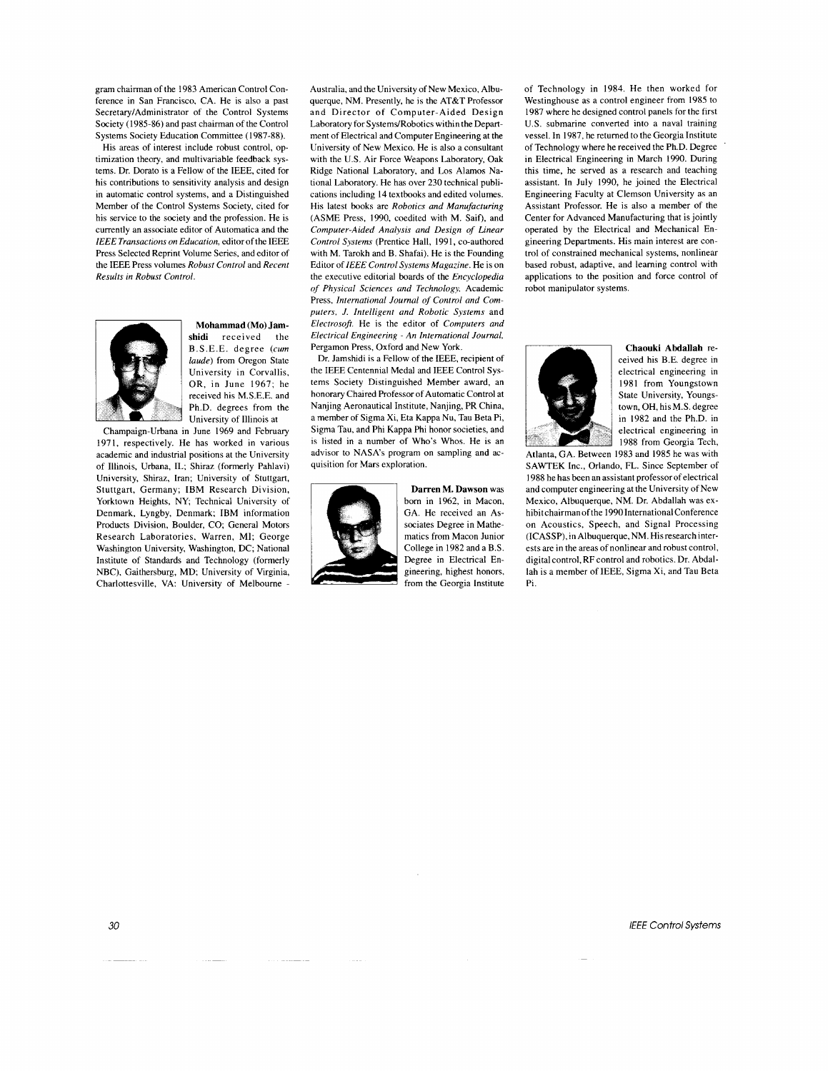gram chairman of the 1983 American Control Conference in San Francisco, CA. He is also a past Secretary/Administrator of the Control Systems Society (1985-86) and past chairman of the Control Systems Society Education Committee (1987-88).

His areas of interest include robust control, optimization theory, and multivariable feedback systems. Dr. Dorato is a Fellow of the IEEE, cited for his contributions to sensitivity analysis and design in automatic control systems, and a Distinguished Member of the Control Systems Society, cited for his service to the society and the profession. He is currently an associate editor of Automatica and the *IEEE Transactions on Education*, editor of the IEEE Press Selected Reprint Volume Series, and editor of the IEEE Press volumes *Robust Control* and *Recent Results in Robust Control*.

**Mohammad (Mo) Jamshidi** received the B.S.E.E. degree (*cum laude*) from Oregon State University in Corvallis, OR, in June 1967; he received his M.S.E.E. and Ph.D. degrees from the University of Illinois at Champaign-Urbana in June 1969 and February 1971, respectively. He has worked in various academic and industrial positions at the University of Illinois, Urbana, IL; Shiraz (formerly Pahlavi) University, Shiraz, Iran; University of Stuttgart, Stuttgart, Germany; IBM Research Division, Yorktown Heights, NY; Technical University of Denmark, Lyngby, Denmark; IBM information Products Division, Boulder, CO; General Motors Research Laboratories, Warren, MI; George Washington University, Washington, DC; National Institute of Standards and Technology (formerly NBC), Gaithersburg, MD; University of Virginia, Charlottesville, VA: University of Melbourne - Australia, and the University of New Mexico, Albuquerque, NM. Presently, he is the AT&T Professor and Director of Computer-Aided Design Laboratory for Systems/Robotics within the Department of Electrical and Computer Engineering at the University of New Mexico. He is also a consultant with the U.S. Air Force Weapons Laboratory, Oak Ridge National Laboratory, and Los Alamos National Laboratory. He has over 230 technical publications including 14 textbooks and edited volumes. His latest books are *Robotics and Manufacturing* (ASME Press, 1990, coedited with M. Saif), and *Computer-Aided Analysis and Design of Linear Control Systems* (Prentice Hall, 1991, co-authored with M. Tarokh and B. Shafai). He is the Founding Editor of *IEEE Control Systems Magazine*. He is on the executive editorial boards of the *Encyclopedia of Physical Sciences and Technology*, Academic Press, *International Journal of Control and Computers*, *J. Intelligent and Robotic Systems* and *Electrosoft*. He is the editor of *Computers and Electrical Engineering - An International Journal*, Pergamon Press, Oxford and New York.

Dr. Jamshidi is a Fellow of the IEEE, recipient of the IEEE Centennial Medal and IEEE Control Systems Society Distinguished Member award, an honorary Chaired Professor of Automatic Control at Nanjing Aeronautical Institute, Nanjing, PR China, a member of Sigma Xi, Eta Kappa Nu, Tau Beta Pi, Sigma Tau, and Phi Kappa Phi honor societies, and is listed in a number of Who's Whos. He is an advisor to NASA's program on sampling and acquisition for Mars exploration.

**Darren M. Dawson** was born in 1962, in Macon, GA. He received an Associates Degree in Mathematics from Macon Junior College in 1982 and a B.S. Degree in Electrical Engineering, highest honors, from the Georgia Institute of Technology in 1984. He then worked for Westinghouse as a control engineer from 1985 to 1987 where he designed control panels for the first U.S. submarine converted into a naval training vessel. In 1987, he returned to the Georgia Institute of Technology where he received the Ph.D. Degree in Electrical Engineering in March 1990. During this time, he served as a research and teaching assistant. In July 1990, he joined the Electrical Engineering Faculty at Clemson University as an Assistant Professor. He is also a member of the Center for Advanced Manufacturing that is jointly operated by the Electrical and Mechanical Engineering Departments. His main interest are control of constrained mechanical systems, nonlinear based robust, adaptive, and learning control with applications to the position and force control of robot manipulator systems.

**Chaouki Abdallah** received his B.E. degree in electrical engineering in 1981 from Youngstown State University, Youngstown, OH, his M.S. degree in 1982 and the Ph.D. in electrical engineering in 1988 from Georgia Tech, Atlanta, GA. Between 1983 and 1985 he was with SAWTEK Inc., Orlando, FL. Since September of 1988 he has been an assistant professor of electrical and computer engineering at the University of New Mexico, Albuquerque, NM. Dr. Abdallah was exhibit chairman of the 1990 International Conference on Acoustics, Speech, and Signal Processing (ICASSP), in Albuquerque, NM. His research interests are in the areas of nonlinear and robust control, digital control, RF control and robotics. Dr. Abdallah is a member of IEEE, Sigma Xi, and Tau Beta Pi.